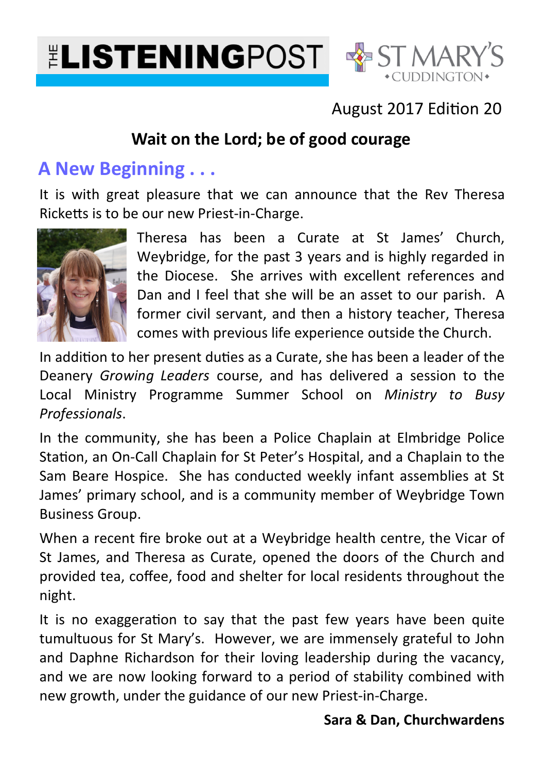# THE LISTENINGPOST

ST MARY'S •CUDDINGTON•

August 2017 Edition 20

**Wait on the Lord; be of good courage**

## A New Beginning . . .

It is with great pleasure that we can announce that the Rev Theresa Ricketts is to be our new Priest-in-Charge.

Theresa has been a Curate at St James' Church, Weybridge, for the past 3 years and is highly regarded in the Diocese. She arrives with excellent references and Dan and I feel that she will be an asset to our parish. A former civil servant, and then a history teacher, Theresa comes with previous life experience outside the Church.

In addition to her present duties as a Curate, she has been a leader of the Deanery *Growing Leaders* course, and has delivered a session to the Local Ministry Programme Summer School on *Ministry to Busy Professionals*.

In the community, she has been a Police Chaplain at Elmbridge Police Station, an On-Call Chaplain for St Peter's Hospital, and a Chaplain to the Sam Beare Hospice. She has conducted weekly infant assemblies at St James' primary school, and is a community member of Weybridge Town Business Group.

When a recent fire broke out at a Weybridge health centre, the Vicar of St James, and Theresa as Curate, opened the doors of the Church and provided tea, coffee, food and shelter for local residents throughout the night.

It is no exaggeration to say that the past few years have been quite tumultuous for St Mary's. However, we are immensely grateful to John and Daphne Richardson for their loving leadership during the vacancy, and we are now looking forward to a period of stability combined with new growth, under the guidance of our new Priest-in-Charge.

**Sara & Dan, Churchwardens**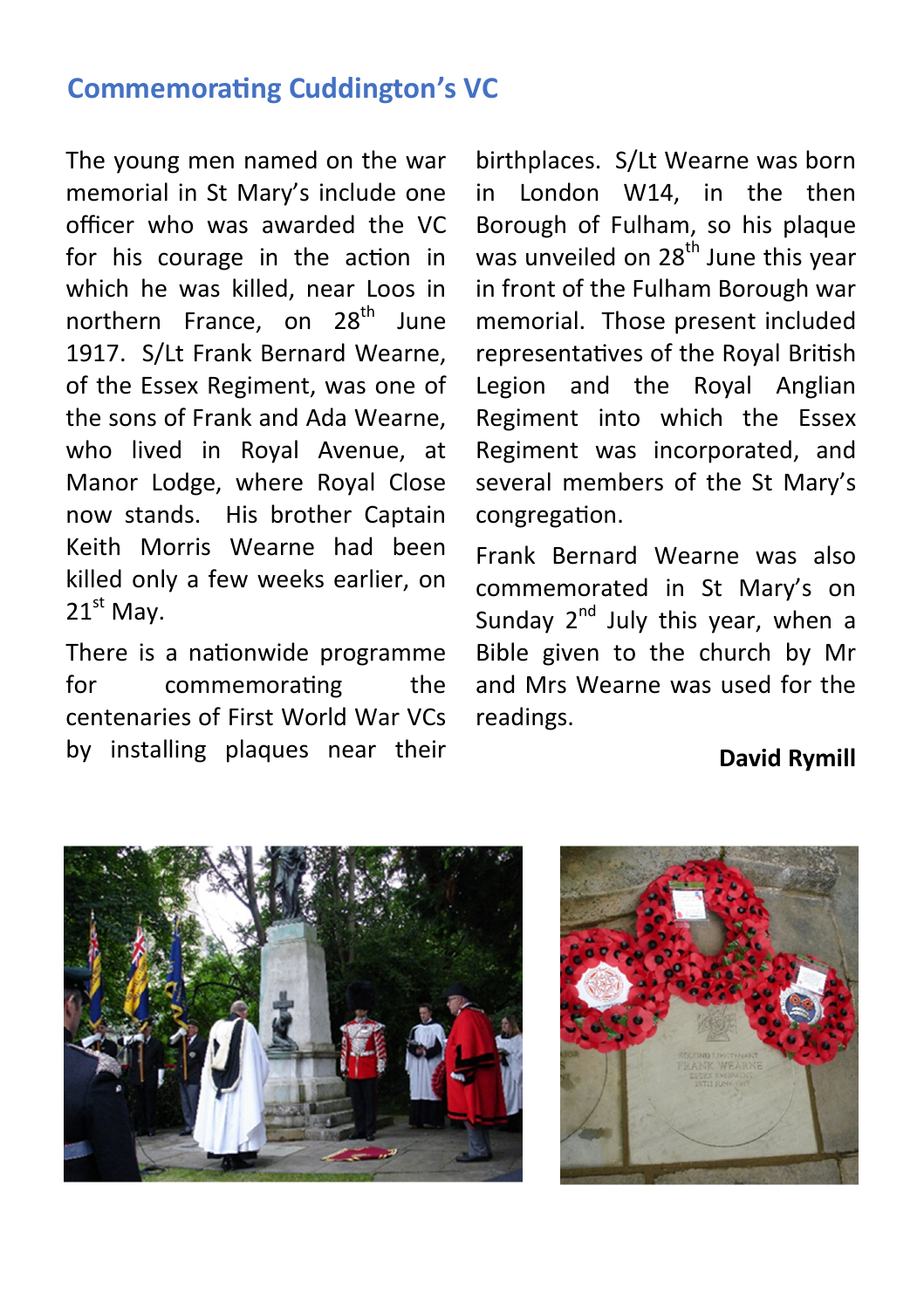## Commemorating Cuddington's VC

The young men named on the war memorial in St Mary's include one officer who was awarded the VC for his courage in the action in which he was killed, near Loos in northern France, on 28th June 1917. S/Lt Frank Bernard Wearne, of the Essex Regiment, was one of the sons of Frank and Ada Wearne, who lived in Royal Avenue, at Manor Lodge, where Royal Close now stands. His brother Captain Keith Morris Wearne had been killed only a few weeks earlier, on 21st May.

There is a nationwide programme for commemorating the centenaries of First World War VCs by installing plaques near their birthplaces. S/Lt Wearne was born in London W14, in the then Borough of Fulham, so his plaque was unveiled on 28th June this year in front of the Fulham Borough war memorial. Those present included representatives of the Royal British Legion and the Royal Anglian Regiment into which the Essex Regiment was incorporated, and several members of the St Mary's congregation.

Frank Bernard Wearne was also commemorated in St Mary's on Sunday 2nd July this year, when a Bible given to the church by Mr and Mrs Wearne was used for the readings.

**David Rymill**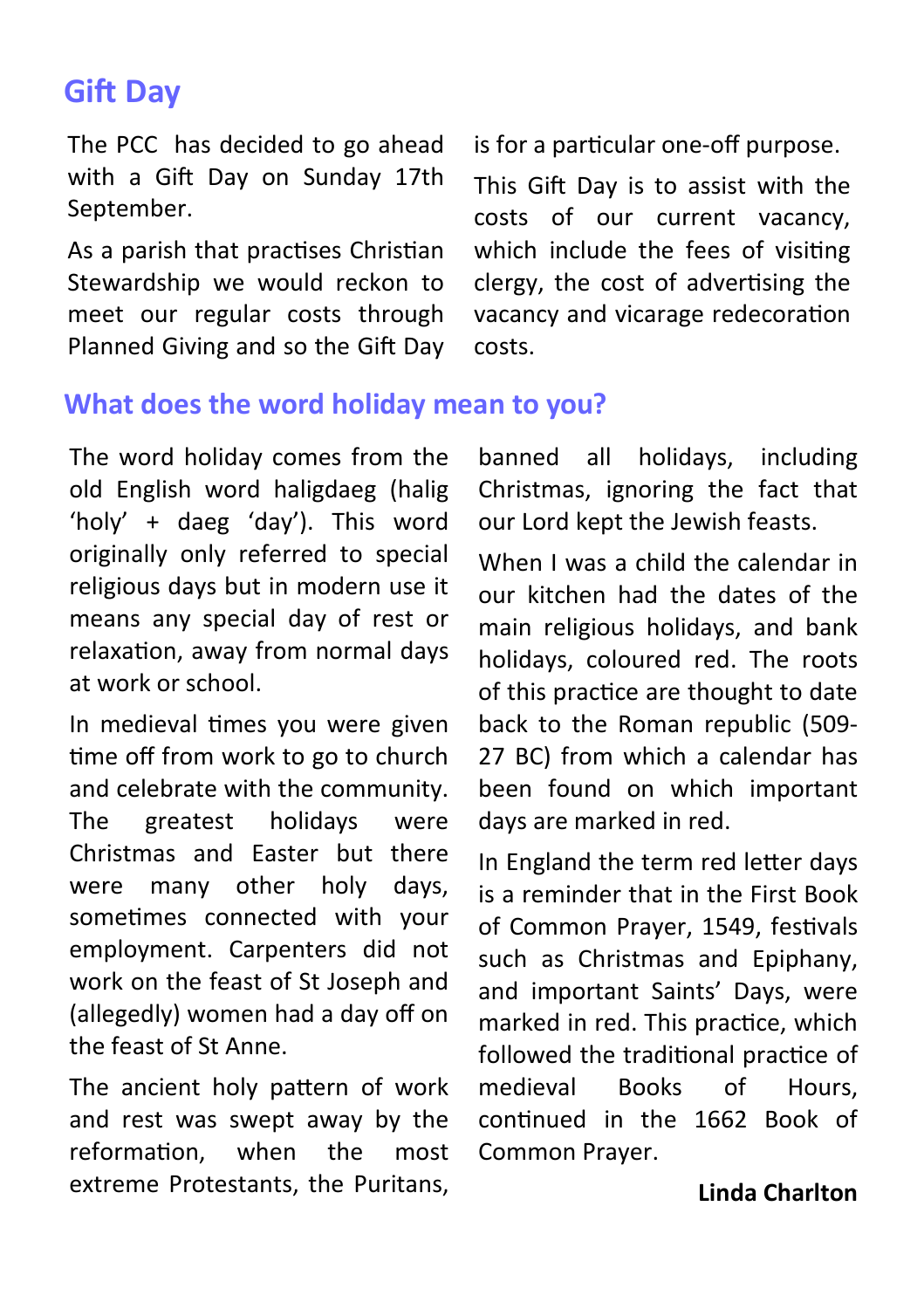## Gift Day

The PCC has decided to go ahead with a Gift Day on Sunday 17th September.

As a parish that practises Christian Stewardship we would reckon to meet our regular costs through Planned Giving and so the Gift Day is for a particular one-off purpose.

This Gift Day is to assist with the costs of our current vacancy, which include the fees of visiting clergy, the cost of advertising the vacancy and vicarage redecoration costs.

## What does the word holiday mean to you?

The word holiday comes from the old English word haligdaeg (halig 'holy' + daeg 'day'). This word originally only referred to special religious days but in modern use it means any special day of rest or relaxation, away from normal days at work or school.

In medieval times you were given time off from work to go to church and celebrate with the community. The greatest holidays were Christmas and Easter but there were many other holy days, sometimes connected with your employment. Carpenters did not work on the feast of St Joseph and (allegedly) women had a day off on the feast of St Anne.

The ancient holy pattern of work and rest was swept away by the reformation, when the most extreme Protestants, the Puritans, banned all holidays, including Christmas, ignoring the fact that our Lord kept the Jewish feasts.

When I was a child the calendar in our kitchen had the dates of the main religious holidays, and bank holidays, coloured red. The roots of this practice are thought to date back to the Roman republic (509-27 BC) from which a calendar has been found on which important days are marked in red.

In England the term red letter days is a reminder that in the First Book of Common Prayer, 1549, festivals such as Christmas and Epiphany, and important Saints' Days, were marked in red. This practice, which followed the traditional practice of medieval Books of Hours, continued in the 1662 Book of Common Prayer.

**Linda Charlton**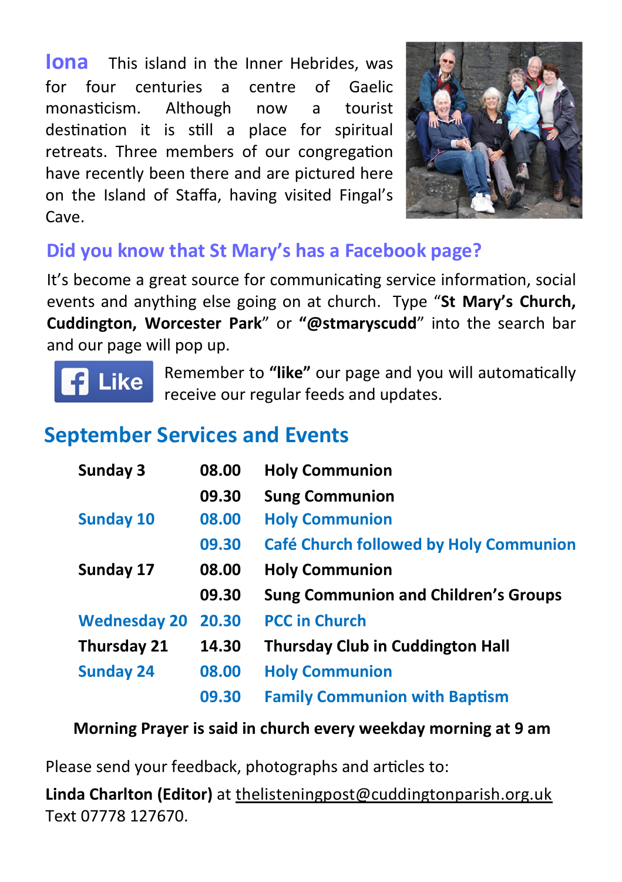**Iona** This island in the Inner Hebrides, was for four centuries a centre of Gaelic monasticism. Although now a tourist destination it is still a place for spiritual retreats. Three members of our congregation have recently been there and are pictured here on the Island of Staffa, having visited Fingal's Cave.

## Did you know that St Mary's has a Facebook page?

It's become a great source for communicating service information, social events and anything else going on at church. Type "**St Mary's Church, Cuddington, Worcester Park**" or **"@stmaryscudd**" into the search bar and our page will pop up.

Like

Remember to **"like"** our page and you will automatically receive our regular feeds and updates.

## September Services and Events

| | | |
|---|---|---|
| **Sunday 3** | **08.00** | **Holy Communion** |
| | **09.30** | **Sung Communion** |
| **Sunday 10** | **08.00** | **Holy Communion** |
| | **09.30** | **Café Church followed by Holy Communion** |
| **Sunday 17** | **08.00** | **Holy Communion** |
| | **09.30** | **Sung Communion and Children's Groups** |
| **Wednesday 20** | **20.30** | **PCC in Church** |
| **Thursday 21** | **14.30** | **Thursday Club in Cuddington Hall** |
| **Sunday 24** | **08.00** | **Holy Communion** |
| | **09.30** | **Family Communion with Baptism** |

**Morning Prayer is said in church every weekday morning at 9 am**

Please send your feedback, photographs and articles to:

**Linda Charlton (Editor)** at thelisteningpost@cuddingtonparish.org.uk
Text 07778 127670.